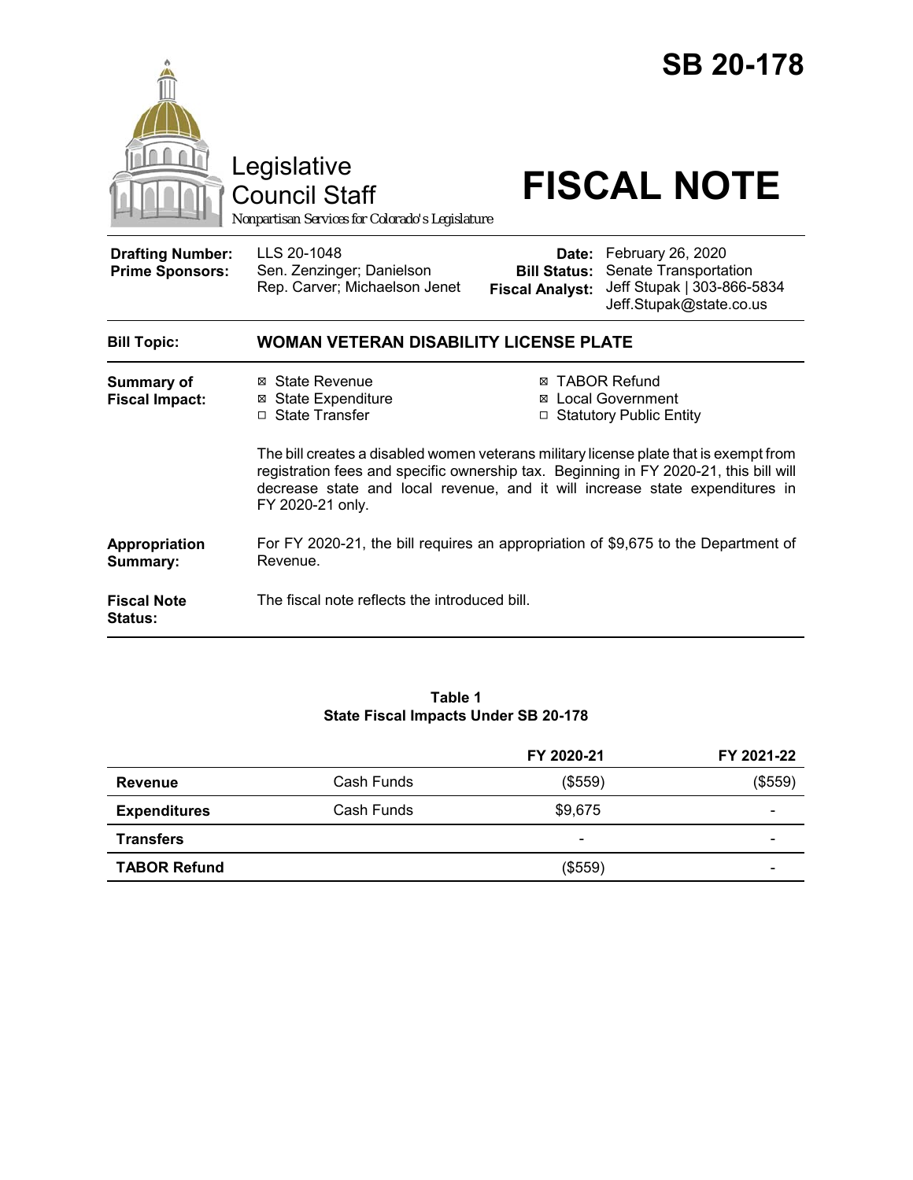# SB 20-178

Legislative Council Staff
*Nonpartisan Services for Colorado's Legislature*

# FISCAL NOTE

| | | | |
|---|---|---|---|
| **Drafting Number:** | LLS 20-1048 | **Date:** | February 26, 2020 |
| **Prime Sponsors:** | Sen. Zenzinger; Danielson<br>Rep. Carver; Michaelson Jenet | **Bill Status:** | Senate Transportation |
| | | **Fiscal Analyst:** | Jeff Stupak \| 303-866-5834<br>Jeff.Stupak@state.co.us |

**Bill Topic:** **WOMAN VETERAN DISABILITY LICENSE PLATE**

**Summary of Fiscal Impact:**

☒ State Revenue
☒ State Expenditure
☐ State Transfer
☒ TABOR Refund
☒ Local Government
☐ Statutory Public Entity

The bill creates a disabled women veterans military license plate that is exempt from registration fees and specific ownership tax. Beginning in FY 2020-21, this bill will decrease state and local revenue, and it will increase state expenditures in FY 2020-21 only.

**Appropriation Summary:** For FY 2020-21, the bill requires an appropriation of $9,675 to the Department of Revenue.

**Fiscal Note Status:** The fiscal note reflects the introduced bill.

**Table 1**
**State Fiscal Impacts Under SB 20-178**

| | | FY 2020-21 | FY 2021-22 |
|---|---|---|---|
| **Revenue** | Cash Funds | ($559) | ($559) |
| **Expenditures** | Cash Funds | $9,675 | - |
| **Transfers** | | - | - |
| **TABOR Refund** | | ($559) | - |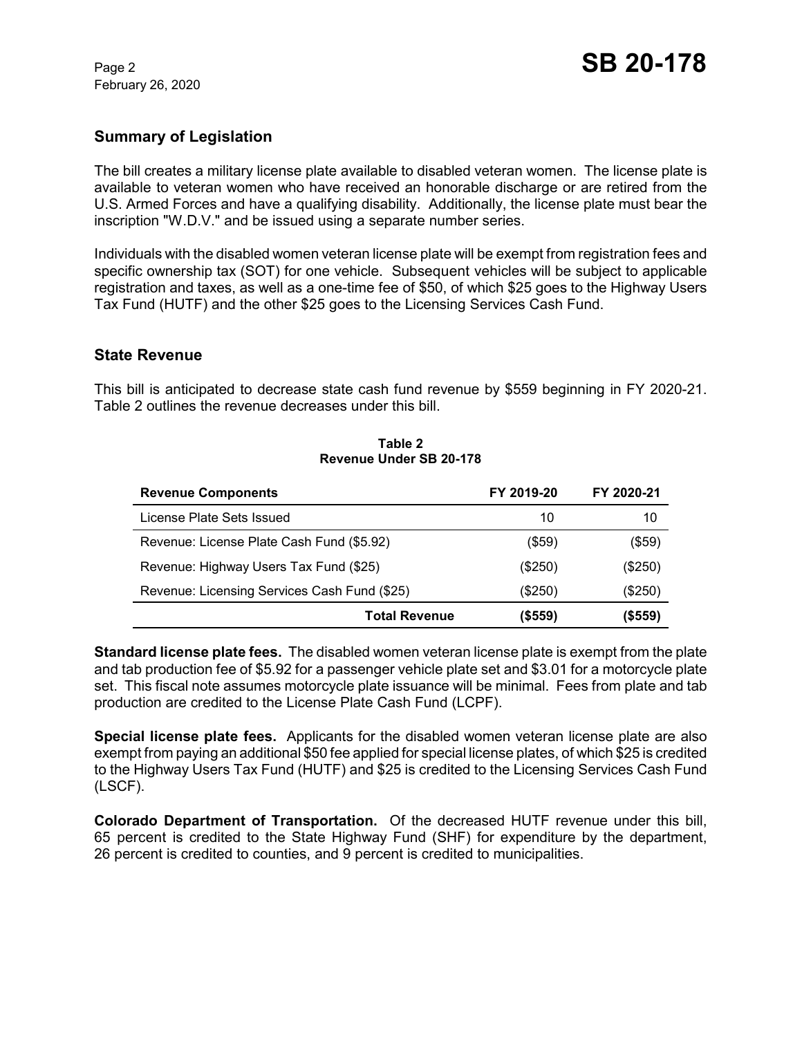## Summary of Legislation

The bill creates a military license plate available to disabled veteran women. The license plate is available to veteran women who have received an honorable discharge or are retired from the U.S. Armed Forces and have a qualifying disability. Additionally, the license plate must bear the inscription "W.D.V." and be issued using a separate number series.

Individuals with the disabled women veteran license plate will be exempt from registration fees and specific ownership tax (SOT) for one vehicle. Subsequent vehicles will be subject to applicable registration and taxes, as well as a one-time fee of $50, of which $25 goes to the Highway Users Tax Fund (HUTF) and the other $25 goes to the Licensing Services Cash Fund.

## State Revenue

This bill is anticipated to decrease state cash fund revenue by $559 beginning in FY 2020-21. Table 2 outlines the revenue decreases under this bill.

**Table 2**
**Revenue Under SB 20-178**

| Revenue Components | FY 2019-20 | FY 2020-21 |
|---|---|---|
| License Plate Sets Issued | 10 | 10 |
| Revenue: License Plate Cash Fund ($5.92) | ($59) | ($59) |
| Revenue: Highway Users Tax Fund ($25) | ($250) | ($250) |
| Revenue: Licensing Services Cash Fund ($25) | ($250) | ($250) |
| **Total Revenue** | **($559)** | **($559)** |

**Standard license plate fees.** The disabled women veteran license plate is exempt from the plate and tab production fee of $5.92 for a passenger vehicle plate set and $3.01 for a motorcycle plate set. This fiscal note assumes motorcycle plate issuance will be minimal. Fees from plate and tab production are credited to the License Plate Cash Fund (LCPF).

**Special license plate fees.** Applicants for the disabled women veteran license plate are also exempt from paying an additional $50 fee applied for special license plates, of which $25 is credited to the Highway Users Tax Fund (HUTF) and $25 is credited to the Licensing Services Cash Fund (LSCF).

**Colorado Department of Transportation.** Of the decreased HUTF revenue under this bill, 65 percent is credited to the State Highway Fund (SHF) for expenditure by the department, 26 percent is credited to counties, and 9 percent is credited to municipalities.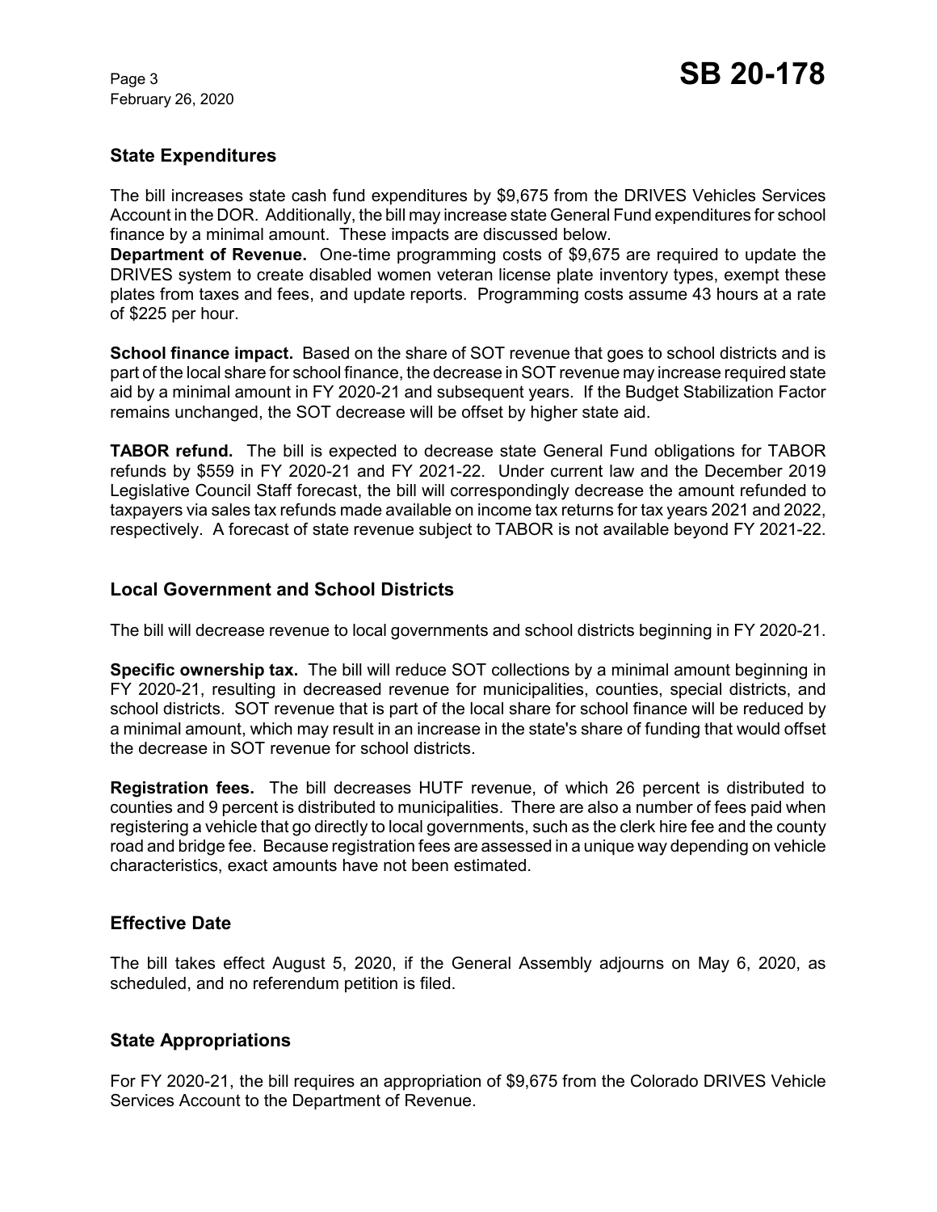## State Expenditures

The bill increases state cash fund expenditures by $9,675 from the DRIVES Vehicles Services Account in the DOR. Additionally, the bill may increase state General Fund expenditures for school finance by a minimal amount. These impacts are discussed below.

**Department of Revenue.** One-time programming costs of $9,675 are required to update the DRIVES system to create disabled women veteran license plate inventory types, exempt these plates from taxes and fees, and update reports. Programming costs assume 43 hours at a rate of $225 per hour.

**School finance impact.** Based on the share of SOT revenue that goes to school districts and is part of the local share for school finance, the decrease in SOT revenue may increase required state aid by a minimal amount in FY 2020-21 and subsequent years. If the Budget Stabilization Factor remains unchanged, the SOT decrease will be offset by higher state aid.

**TABOR refund.** The bill is expected to decrease state General Fund obligations for TABOR refunds by $559 in FY 2020-21 and FY 2021-22. Under current law and the December 2019 Legislative Council Staff forecast, the bill will correspondingly decrease the amount refunded to taxpayers via sales tax refunds made available on income tax returns for tax years 2021 and 2022, respectively. A forecast of state revenue subject to TABOR is not available beyond FY 2021-22.

## Local Government and School Districts

The bill will decrease revenue to local governments and school districts beginning in FY 2020-21.

**Specific ownership tax.** The bill will reduce SOT collections by a minimal amount beginning in FY 2020-21, resulting in decreased revenue for municipalities, counties, special districts, and school districts. SOT revenue that is part of the local share for school finance will be reduced by a minimal amount, which may result in an increase in the state's share of funding that would offset the decrease in SOT revenue for school districts.

**Registration fees.** The bill decreases HUTF revenue, of which 26 percent is distributed to counties and 9 percent is distributed to municipalities. There are also a number of fees paid when registering a vehicle that go directly to local governments, such as the clerk hire fee and the county road and bridge fee. Because registration fees are assessed in a unique way depending on vehicle characteristics, exact amounts have not been estimated.

## Effective Date

The bill takes effect August 5, 2020, if the General Assembly adjourns on May 6, 2020, as scheduled, and no referendum petition is filed.

## State Appropriations

For FY 2020-21, the bill requires an appropriation of $9,675 from the Colorado DRIVES Vehicle Services Account to the Department of Revenue.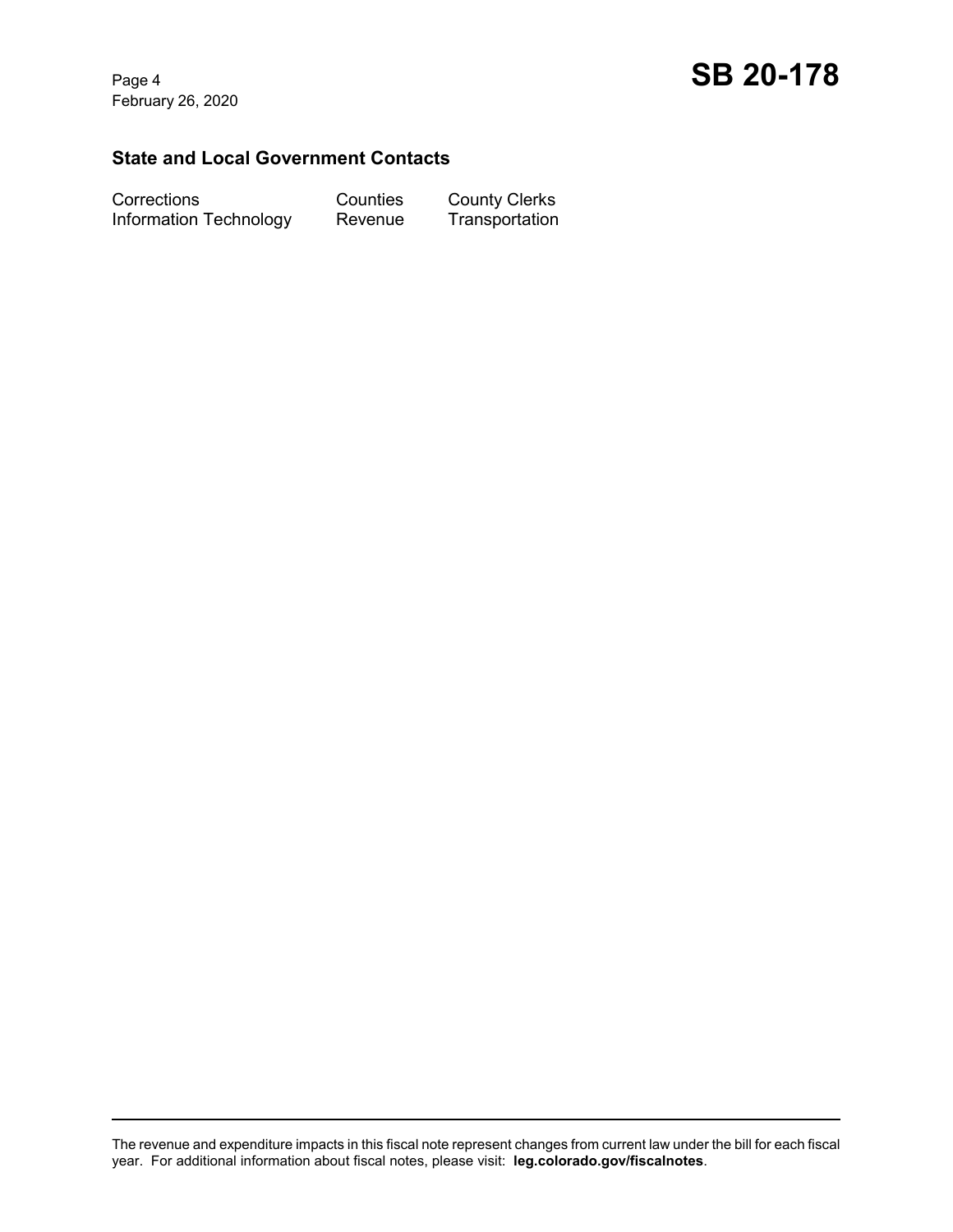## State and Local Government Contacts

| | | |
|---|---|---|
| Corrections | Counties | County Clerks |
| Information Technology | Revenue | Transportation |

The revenue and expenditure impacts in this fiscal note represent changes from current law under the bill for each fiscal year. For additional information about fiscal notes, please visit: **leg.colorado.gov/fiscalnotes**.